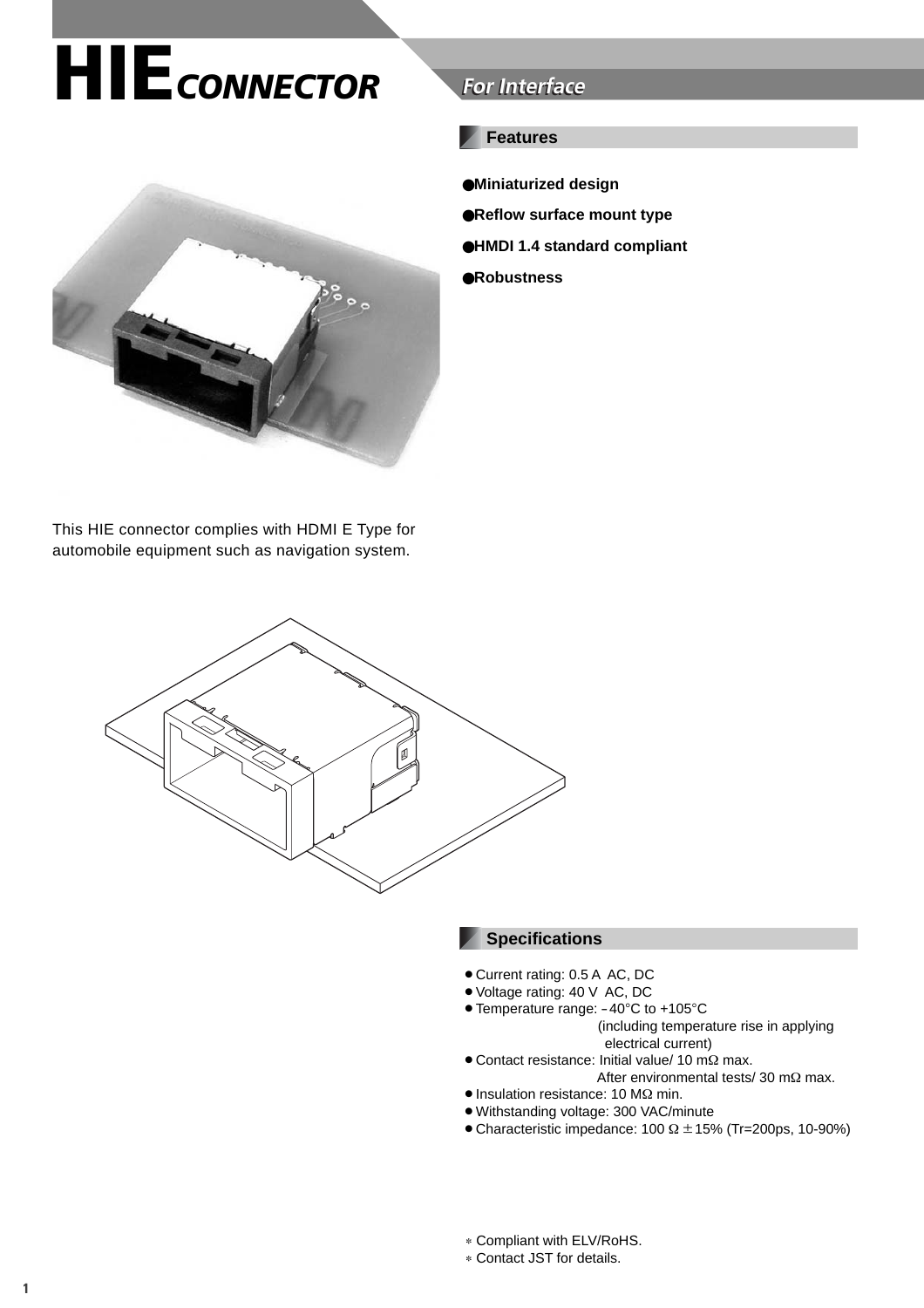# HIE CONNECTOR

## For Interface

### Features

- Miniaturized design
- Reflow surface mount type
- HMDI 1.4 standard compliant
- Robustness

This HIE connector complies with HDMI E Type for automobile equipment such as navigation system.

### Specifications

- Current rating: 0.5 A AC, DC
- Voltage rating: 40 V AC, DC
- Temperature range: –40°C to +105°C (including temperature rise in applying electrical current)
- Contact resistance: Initial value/ 10 mΩ max. After environmental tests/ 30 mΩ max.
- Insulation resistance: 10 MΩ min.
- Withstanding voltage: 300 VAC/minute
- Characteristic impedance: 100 Ω ±15% (Tr=200ps, 10-90%)

* Compliant with ELV/RoHS.
* Contact JST for details.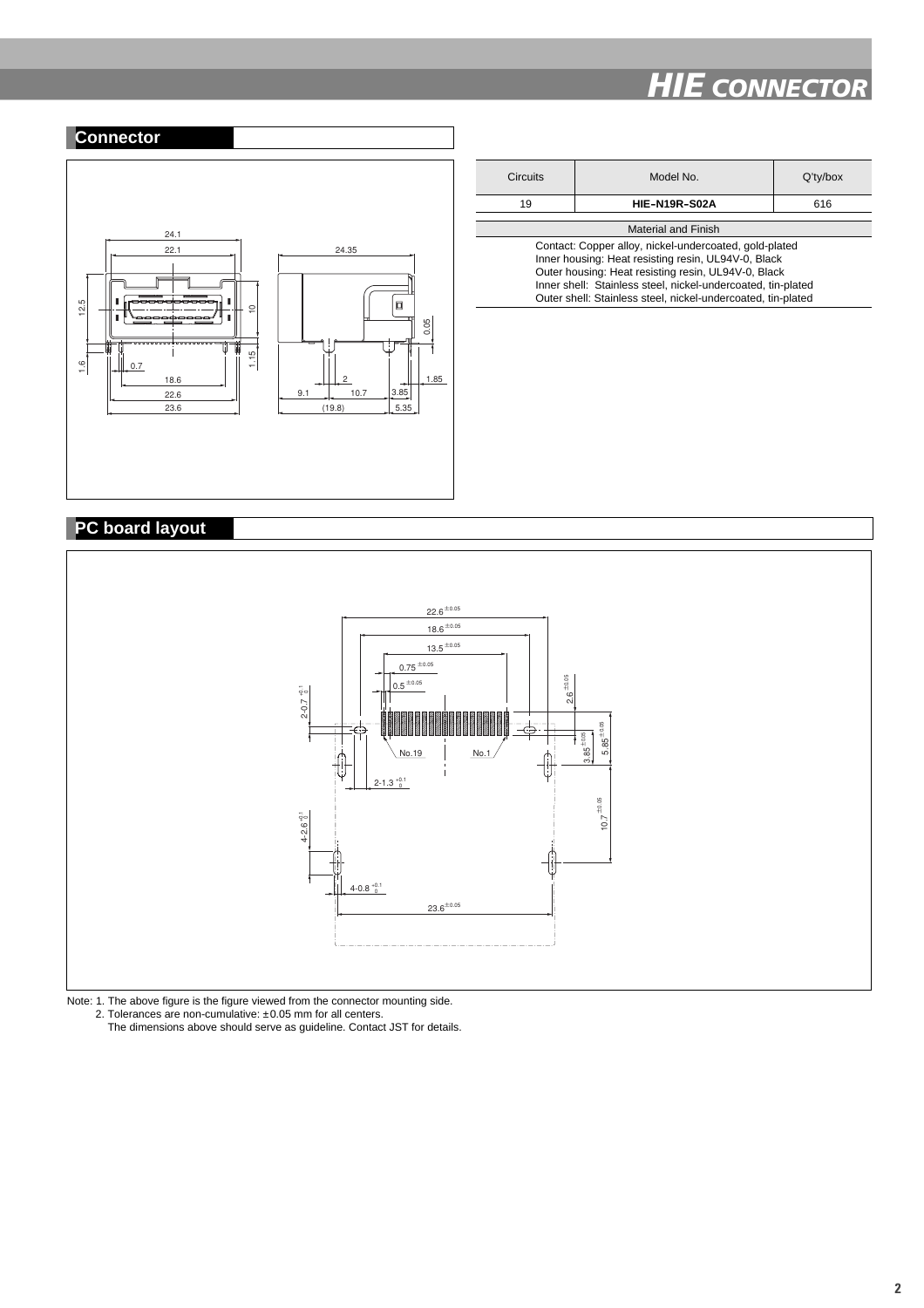# HIE CONNECTOR

## Connector

24.1
22.1
12.5
10
1.6
1.15
0.7
18.6
22.6
23.6
24.35
0.05
2
1.85
9.1
10.7
3.85
(19.8)
5.35

| Circuits | Model No. | Q'ty/box |
|---|---|---|
| 19 | **HIE-N19R-S02A** | 616 |

| Material and Finish |
|---|
| Contact: Copper alloy, nickel-undercoated, gold-plated<br>Inner housing: Heat resisting resin, UL94V-0, Black<br>Outer housing: Heat resisting resin, UL94V-0, Black<br>Inner shell: Stainless steel, nickel-undercoated, tin-plated<br>Outer shell: Stainless steel, nickel-undercoated, tin-plated |

## PC board layout

$22.6^{\pm 0.05}$
$18.6^{\pm 0.05}$
$13.5^{\pm 0.05}$
$0.75^{\pm 0.05}$
$0.5^{\pm 0.05}$
$2\text{-}0.7^{+0.1}_{0}$
$2.6^{\pm 0.05}$
No.19
No.1
$3.85^{\pm 0.05}$
$5.85^{\pm 0.05}$
$2\text{-}1.3^{+0.1}_{0}$
$4\text{-}2.6^{+0.1}_{0}$
$10.7^{\pm 0.05}$
$4\text{-}0.8^{+0.1}_{0}$
$23.6^{\pm 0.05}$

Note: 1. The above figure is the figure viewed from the connector mounting side.
2. Tolerances are non-cumulative: ±0.05 mm for all centers.
The dimensions above should serve as guideline. Contact JST for details.